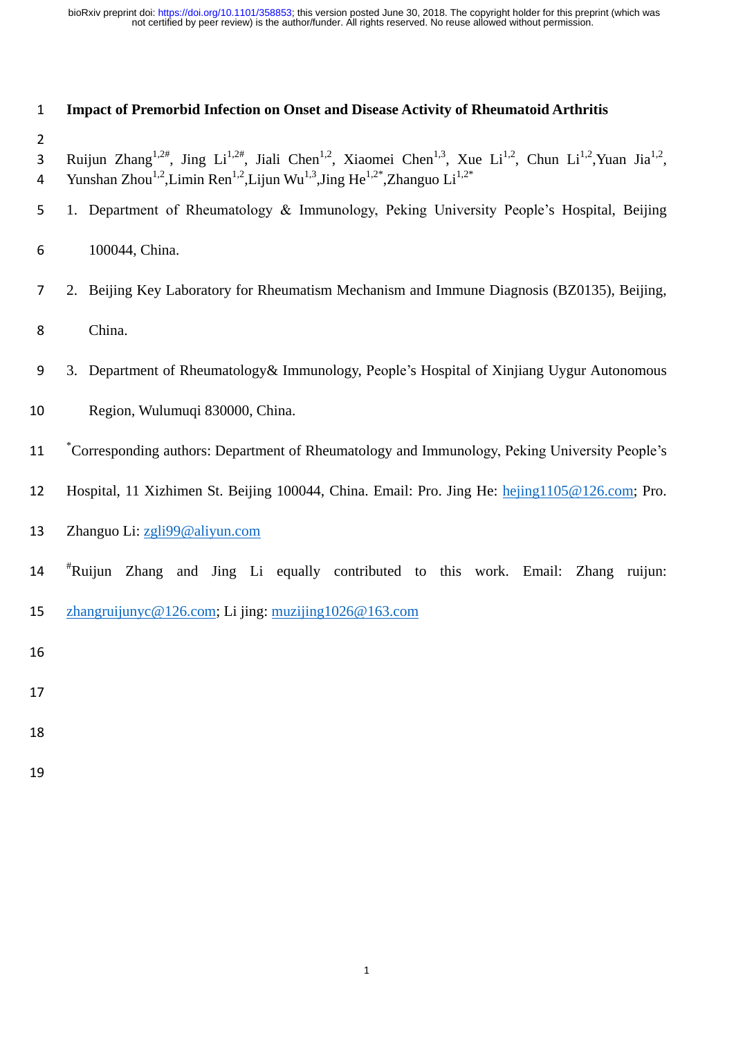# Impact of Premorbid Infection on Onset and Disease Activity of Rheumatoid Arthritis

Ruijun Zhang[1,2#], Jing Li[1,2#], Jiali Chen[1,2], Xiaomei Chen[1,3], Xue Li[1,2], Chun Li[1,2], Yuan Jia[1,2], Yunshan Zhou[1,2], Limin Ren[1,2], Lijun Wu[1,3], Jing He[1,2*], Zhanguo Li[1,2*]

1. Department of Rheumatology & Immunology, Peking University People's Hospital, Beijing 100044, China.
2. Beijing Key Laboratory for Rheumatism Mechanism and Immune Diagnosis (BZ0135), Beijing, China.
3. Department of Rheumatology& Immunology, People's Hospital of Xinjiang Uygur Autonomous Region, Wulumuqi 830000, China.

[*]Corresponding authors: Department of Rheumatology and Immunology, Peking University People's Hospital, 11 Xizhimen St. Beijing 100044, China. Email: Pro. Jing He: hejing1105@126.com; Pro. Zhanguo Li: zgli99@aliyun.com

[#]Ruijun Zhang and Jing Li equally contributed to this work. Email: Zhang ruijun: zhangruijunyc@126.com; Li jing: muzijing1026@163.com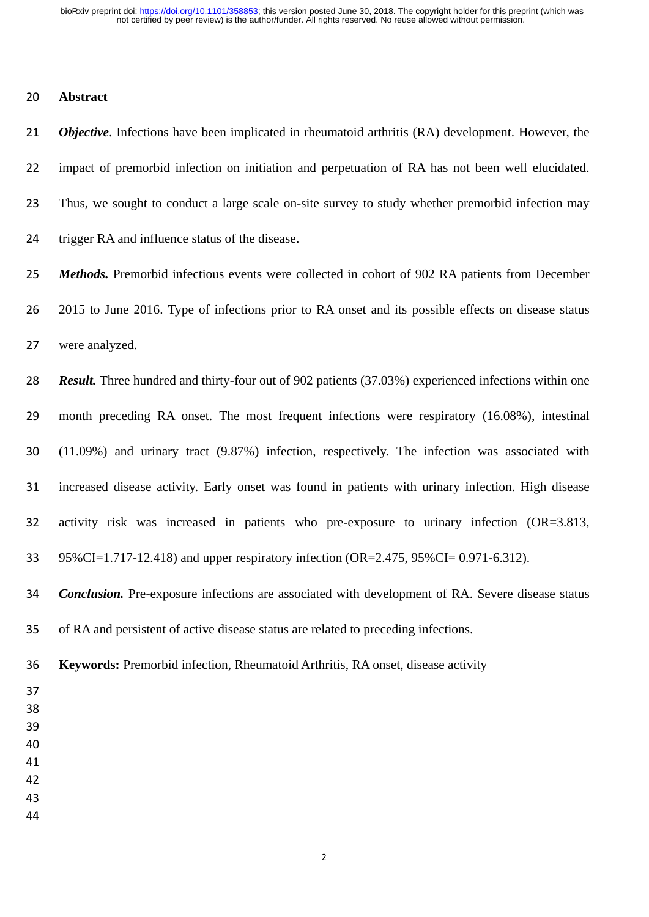## Abstract

***Objective***. Infections have been implicated in rheumatoid arthritis (RA) development. However, the impact of premorbid infection on initiation and perpetuation of RA has not been well elucidated. Thus, we sought to conduct a large scale on-site survey to study whether premorbid infection may trigger RA and influence status of the disease.

***Methods.*** Premorbid infectious events were collected in cohort of 902 RA patients from December 2015 to June 2016. Type of infections prior to RA onset and its possible effects on disease status were analyzed.

***Result.*** Three hundred and thirty-four out of 902 patients (37.03%) experienced infections within one month preceding RA onset. The most frequent infections were respiratory (16.08%), intestinal (11.09%) and urinary tract (9.87%) infection, respectively. The infection was associated with increased disease activity. Early onset was found in patients with urinary infection. High disease activity risk was increased in patients who pre-exposure to urinary infection (OR=3.813, 95%CI=1.717-12.418) and upper respiratory infection (OR=2.475, 95%CI= 0.971-6.312).

***Conclusion.*** Pre-exposure infections are associated with development of RA. Severe disease status of RA and persistent of active disease status are related to preceding infections.

**Keywords:** Premorbid infection, Rheumatoid Arthritis, RA onset, disease activity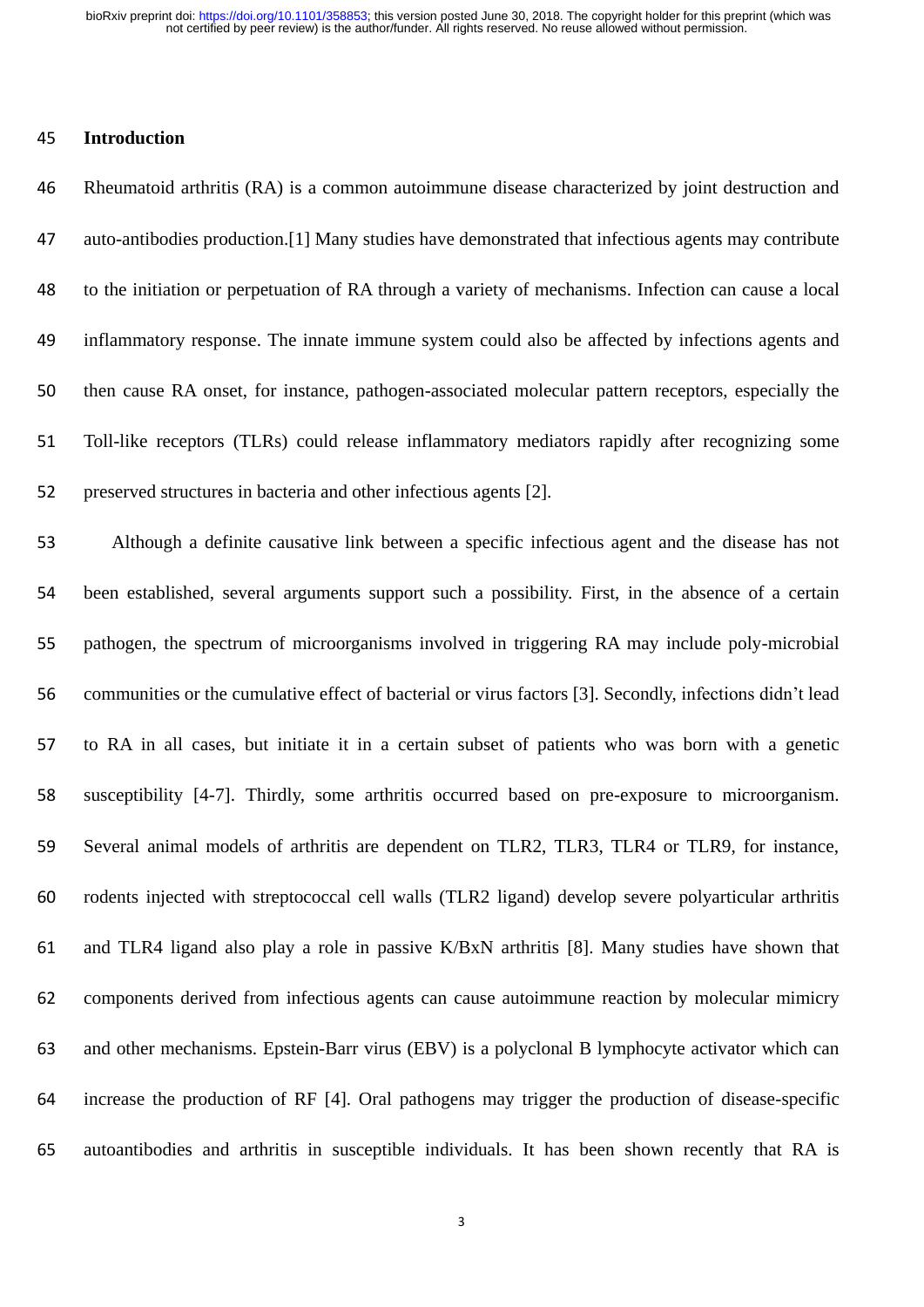## Introduction

Rheumatoid arthritis (RA) is a common autoimmune disease characterized by joint destruction and auto-antibodies production.[1] Many studies have demonstrated that infectious agents may contribute to the initiation or perpetuation of RA through a variety of mechanisms. Infection can cause a local inflammatory response. The innate immune system could also be affected by infections agents and then cause RA onset, for instance, pathogen-associated molecular pattern receptors, especially the Toll-like receptors (TLRs) could release inflammatory mediators rapidly after recognizing some preserved structures in bacteria and other infectious agents [2].

Although a definite causative link between a specific infectious agent and the disease has not been established, several arguments support such a possibility. First, in the absence of a certain pathogen, the spectrum of microorganisms involved in triggering RA may include poly-microbial communities or the cumulative effect of bacterial or virus factors [3]. Secondly, infections didn't lead to RA in all cases, but initiate it in a certain subset of patients who was born with a genetic susceptibility [4-7]. Thirdly, some arthritis occurred based on pre-exposure to microorganism. Several animal models of arthritis are dependent on TLR2, TLR3, TLR4 or TLR9, for instance, rodents injected with streptococcal cell walls (TLR2 ligand) develop severe polyarticular arthritis and TLR4 ligand also play a role in passive K/BxN arthritis [8]. Many studies have shown that components derived from infectious agents can cause autoimmune reaction by molecular mimicry and other mechanisms. Epstein-Barr virus (EBV) is a polyclonal B lymphocyte activator which can increase the production of RF [4]. Oral pathogens may trigger the production of disease-specific autoantibodies and arthritis in susceptible individuals. It has been shown recently that RA is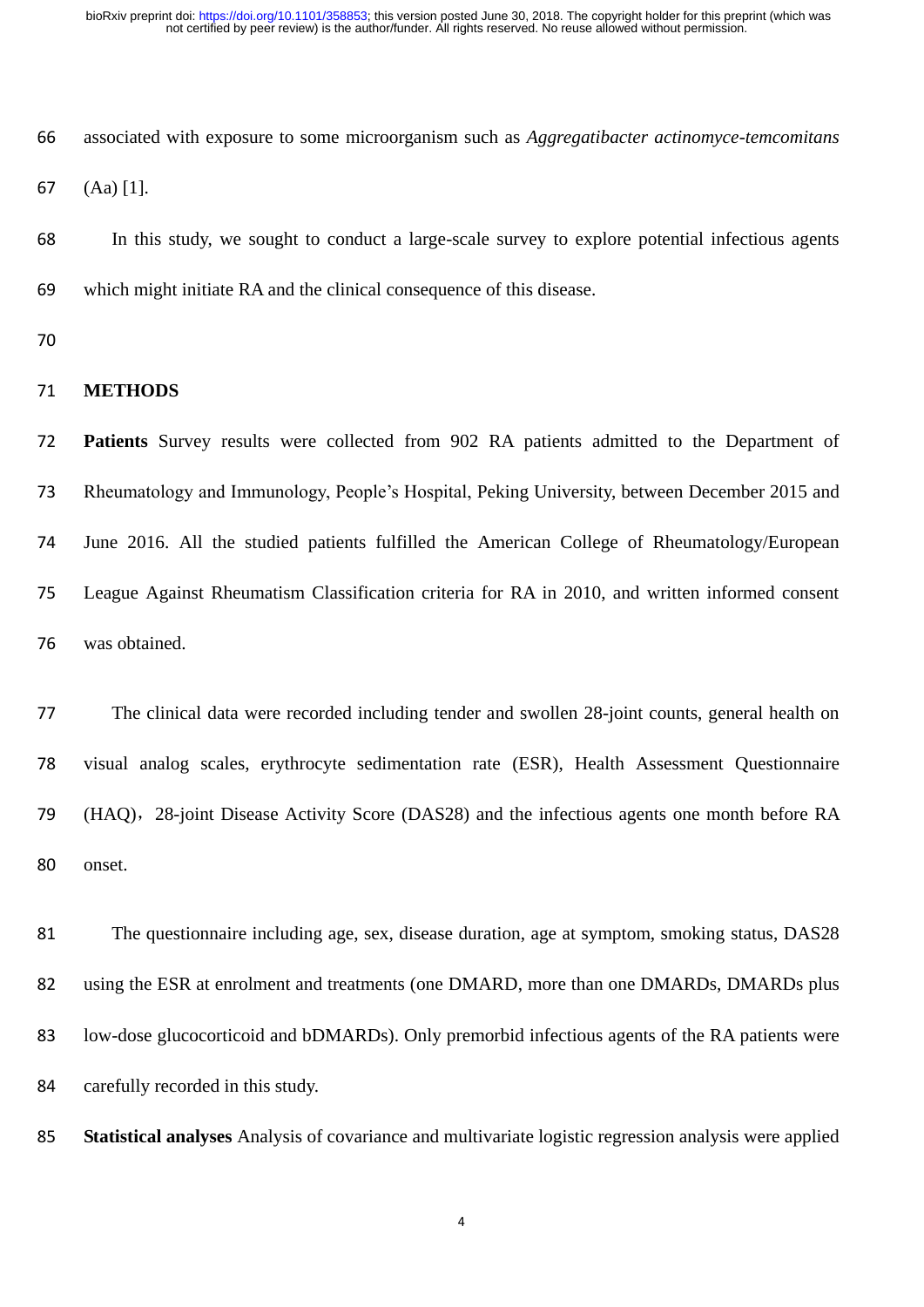associated with exposure to some microorganism such as *Aggregatibacter actinomyce-temcomitans* (Aa) [1].

In this study, we sought to conduct a large-scale survey to explore potential infectious agents which might initiate RA and the clinical consequence of this disease.

## METHODS

**Patients** Survey results were collected from 902 RA patients admitted to the Department of Rheumatology and Immunology, People's Hospital, Peking University, between December 2015 and June 2016. All the studied patients fulfilled the American College of Rheumatology/European League Against Rheumatism Classification criteria for RA in 2010, and written informed consent was obtained.

The clinical data were recorded including tender and swollen 28-joint counts, general health on visual analog scales, erythrocyte sedimentation rate (ESR), Health Assessment Questionnaire (HAQ)，28-joint Disease Activity Score (DAS28) and the infectious agents one month before RA onset.

The questionnaire including age, sex, disease duration, age at symptom, smoking status, DAS28 using the ESR at enrolment and treatments (one DMARD, more than one DMARDs, DMARDs plus low-dose glucocorticoid and bDMARDs). Only premorbid infectious agents of the RA patients were carefully recorded in this study.

**Statistical analyses** Analysis of covariance and multivariate logistic regression analysis were applied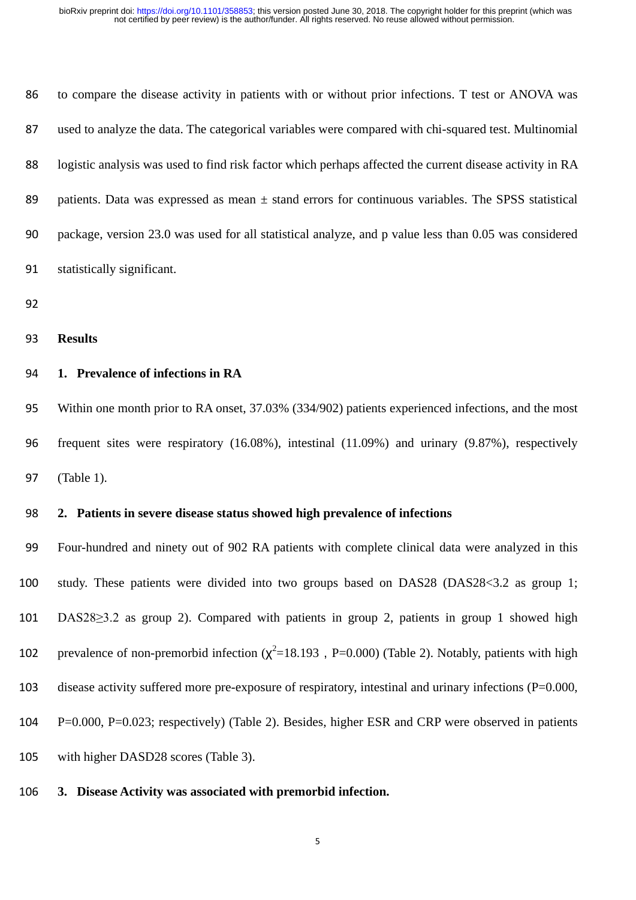to compare the disease activity in patients with or without prior infections. T test or ANOVA was used to analyze the data. The categorical variables were compared with chi-squared test. Multinomial logistic analysis was used to find risk factor which perhaps affected the current disease activity in RA patients. Data was expressed as mean ± stand errors for continuous variables. The SPSS statistical package, version 23.0 was used for all statistical analyze, and p value less than 0.05 was considered statistically significant.

## Results

### 1. Prevalence of infections in RA

Within one month prior to RA onset, 37.03% (334/902) patients experienced infections, and the most frequent sites were respiratory (16.08%), intestinal (11.09%) and urinary (9.87%), respectively (Table 1).

### 2. Patients in severe disease status showed high prevalence of infections

Four-hundred and ninety out of 902 RA patients with complete clinical data were analyzed in this study. These patients were divided into two groups based on DAS28 (DAS28<3.2 as group 1; DAS28≥3.2 as group 2). Compared with patients in group 2, patients in group 1 showed high prevalence of non-premorbid infection ($\chi^2$=18.193, P=0.000) (Table 2). Notably, patients with high disease activity suffered more pre-exposure of respiratory, intestinal and urinary infections (P=0.000, P=0.000, P=0.023; respectively) (Table 2). Besides, higher ESR and CRP were observed in patients with higher DASD28 scores (Table 3).

### 3. Disease Activity was associated with premorbid infection.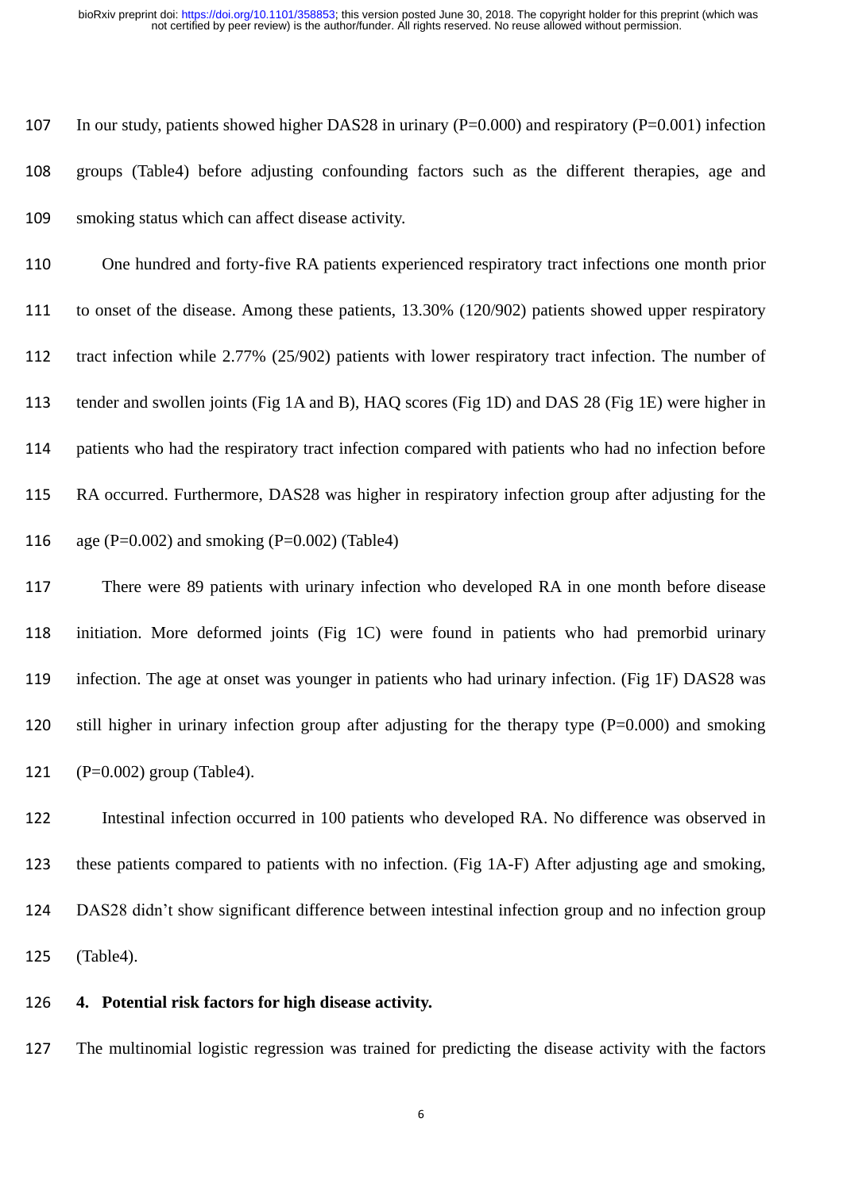In our study, patients showed higher DAS28 in urinary (P=0.000) and respiratory (P=0.001) infection groups (Table4) before adjusting confounding factors such as the different therapies, age and smoking status which can affect disease activity.

One hundred and forty-five RA patients experienced respiratory tract infections one month prior to onset of the disease. Among these patients, 13.30% (120/902) patients showed upper respiratory tract infection while 2.77% (25/902) patients with lower respiratory tract infection. The number of tender and swollen joints (Fig 1A and B), HAQ scores (Fig 1D) and DAS 28 (Fig 1E) were higher in patients who had the respiratory tract infection compared with patients who had no infection before RA occurred. Furthermore, DAS28 was higher in respiratory infection group after adjusting for the age (P=0.002) and smoking (P=0.002) (Table4)

There were 89 patients with urinary infection who developed RA in one month before disease initiation. More deformed joints (Fig 1C) were found in patients who had premorbid urinary infection. The age at onset was younger in patients who had urinary infection. (Fig 1F) DAS28 was still higher in urinary infection group after adjusting for the therapy type (P=0.000) and smoking (P=0.002) group (Table4).

Intestinal infection occurred in 100 patients who developed RA. No difference was observed in these patients compared to patients with no infection. (Fig 1A-F) After adjusting age and smoking, DAS28 didn't show significant difference between intestinal infection group and no infection group (Table4).

## 4. Potential risk factors for high disease activity.

The multinomial logistic regression was trained for predicting the disease activity with the factors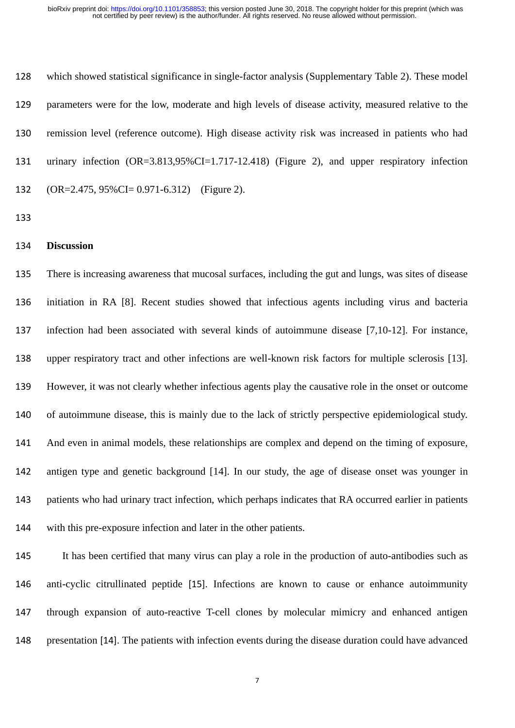which showed statistical significance in single-factor analysis (Supplementary Table 2). These model parameters were for the low, moderate and high levels of disease activity, measured relative to the remission level (reference outcome). High disease activity risk was increased in patients who had urinary infection (OR=3.813,95%CI=1.717-12.418) (Figure 2), and upper respiratory infection (OR=2.475, 95%CI= 0.971-6.312) (Figure 2).

## Discussion

There is increasing awareness that mucosal surfaces, including the gut and lungs, was sites of disease initiation in RA [8]. Recent studies showed that infectious agents including virus and bacteria infection had been associated with several kinds of autoimmune disease [7,10-12]. For instance, upper respiratory tract and other infections are well-known risk factors for multiple sclerosis [13]. However, it was not clearly whether infectious agents play the causative role in the onset or outcome of autoimmune disease, this is mainly due to the lack of strictly perspective epidemiological study. And even in animal models, these relationships are complex and depend on the timing of exposure, antigen type and genetic background [14]. In our study, the age of disease onset was younger in patients who had urinary tract infection, which perhaps indicates that RA occurred earlier in patients with this pre-exposure infection and later in the other patients.

It has been certified that many virus can play a role in the production of auto-antibodies such as anti-cyclic citrullinated peptide [15]. Infections are known to cause or enhance autoimmunity through expansion of auto-reactive T-cell clones by molecular mimicry and enhanced antigen presentation [14]. The patients with infection events during the disease duration could have advanced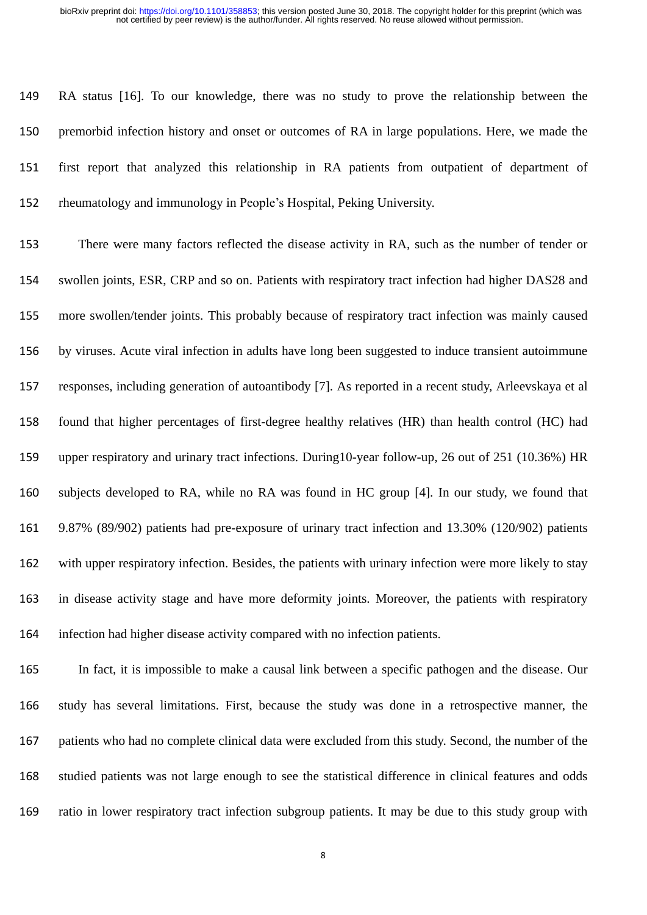RA status [16]. To our knowledge, there was no study to prove the relationship between the premorbid infection history and onset or outcomes of RA in large populations. Here, we made the first report that analyzed this relationship in RA patients from outpatient of department of rheumatology and immunology in People's Hospital, Peking University.

There were many factors reflected the disease activity in RA, such as the number of tender or swollen joints, ESR, CRP and so on. Patients with respiratory tract infection had higher DAS28 and more swollen/tender joints. This probably because of respiratory tract infection was mainly caused by viruses. Acute viral infection in adults have long been suggested to induce transient autoimmune responses, including generation of autoantibody [7]. As reported in a recent study, Arleevskaya et al found that higher percentages of first-degree healthy relatives (HR) than health control (HC) had upper respiratory and urinary tract infections. During10-year follow-up, 26 out of 251 (10.36%) HR subjects developed to RA, while no RA was found in HC group [4]. In our study, we found that 9.87% (89/902) patients had pre-exposure of urinary tract infection and 13.30% (120/902) patients with upper respiratory infection. Besides, the patients with urinary infection were more likely to stay in disease activity stage and have more deformity joints. Moreover, the patients with respiratory infection had higher disease activity compared with no infection patients.

In fact, it is impossible to make a causal link between a specific pathogen and the disease. Our study has several limitations. First, because the study was done in a retrospective manner, the patients who had no complete clinical data were excluded from this study. Second, the number of the studied patients was not large enough to see the statistical difference in clinical features and odds ratio in lower respiratory tract infection subgroup patients. It may be due to this study group with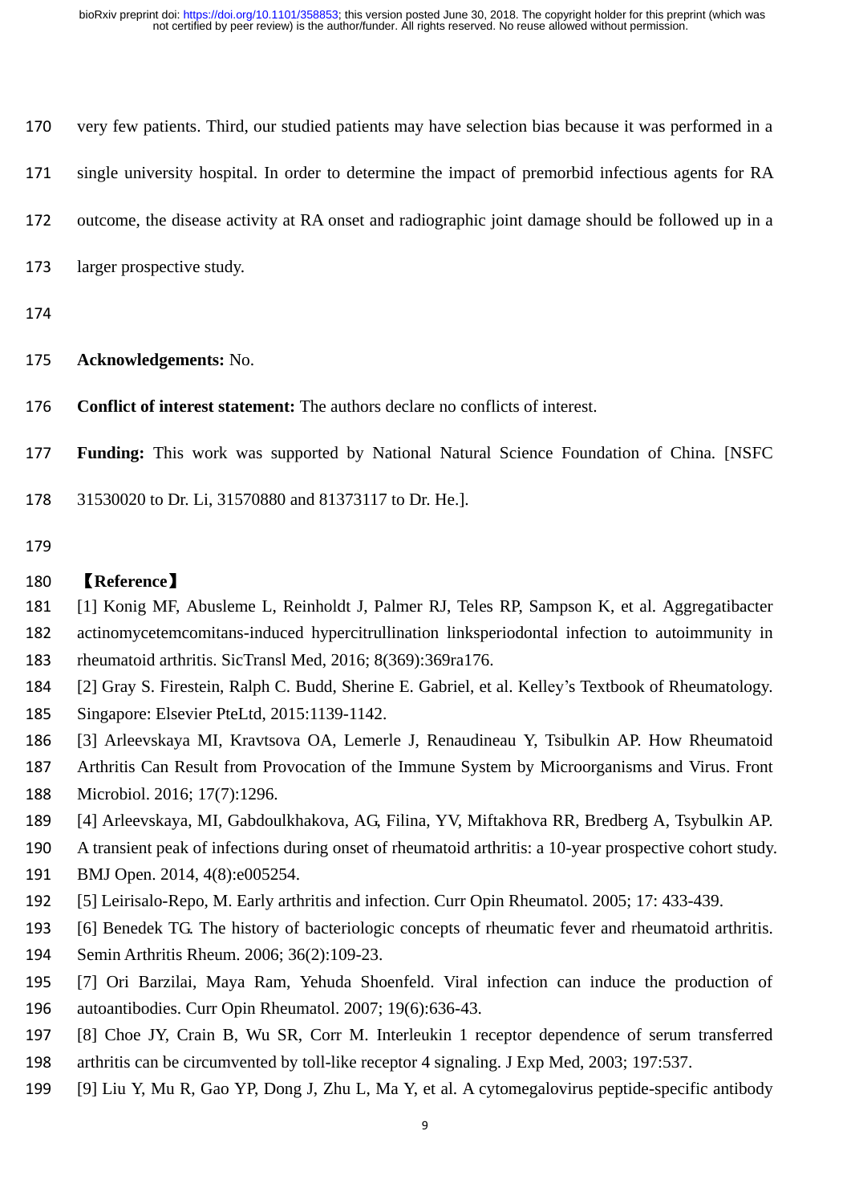very few patients. Third, our studied patients may have selection bias because it was performed in a single university hospital. In order to determine the impact of premorbid infectious agents for RA outcome, the disease activity at RA onset and radiographic joint damage should be followed up in a larger prospective study.

**Acknowledgements:** No.

**Conflict of interest statement:** The authors declare no conflicts of interest.

**Funding:** This work was supported by National Natural Science Foundation of China. [NSFC 31530020 to Dr. Li, 31570880 and 81373117 to Dr. He.].

## 【Reference】

[1] Konig MF, Abusleme L, Reinholdt J, Palmer RJ, Teles RP, Sampson K, et al. Aggregatibacter actinomycetemcomitans-induced hypercitrullination linksperiodontal infection to autoimmunity in rheumatoid arthritis. SicTransl Med, 2016; 8(369):369ra176.

[2] Gray S. Firestein, Ralph C. Budd, Sherine E. Gabriel, et al. Kelley's Textbook of Rheumatology. Singapore: Elsevier PteLtd, 2015:1139-1142.

[3] Arleevskaya MI, Kravtsova OA, Lemerle J, Renaudineau Y, Tsibulkin AP. How Rheumatoid Arthritis Can Result from Provocation of the Immune System by Microorganisms and Virus. Front Microbiol. 2016; 17(7):1296.

[4] Arleevskaya, MI, Gabdoulkhakova, AG, Filina, YV, Miftakhova RR, Bredberg A, Tsybulkin AP. A transient peak of infections during onset of rheumatoid arthritis: a 10-year prospective cohort study. BMJ Open. 2014, 4(8):e005254.

[5] Leirisalo-Repo, M. Early arthritis and infection. Curr Opin Rheumatol. 2005; 17: 433-439.

[6] Benedek TG. The history of bacteriologic concepts of rheumatic fever and rheumatoid arthritis. Semin Arthritis Rheum. 2006; 36(2):109-23.

[7] Ori Barzilai, Maya Ram, Yehuda Shoenfeld. Viral infection can induce the production of autoantibodies. Curr Opin Rheumatol. 2007; 19(6):636-43.

[8] Choe JY, Crain B, Wu SR, Corr M. Interleukin 1 receptor dependence of serum transferred arthritis can be circumvented by toll-like receptor 4 signaling. J Exp Med, 2003; 197:537.

[9] Liu Y, Mu R, Gao YP, Dong J, Zhu L, Ma Y, et al. A cytomegalovirus peptide-specific antibody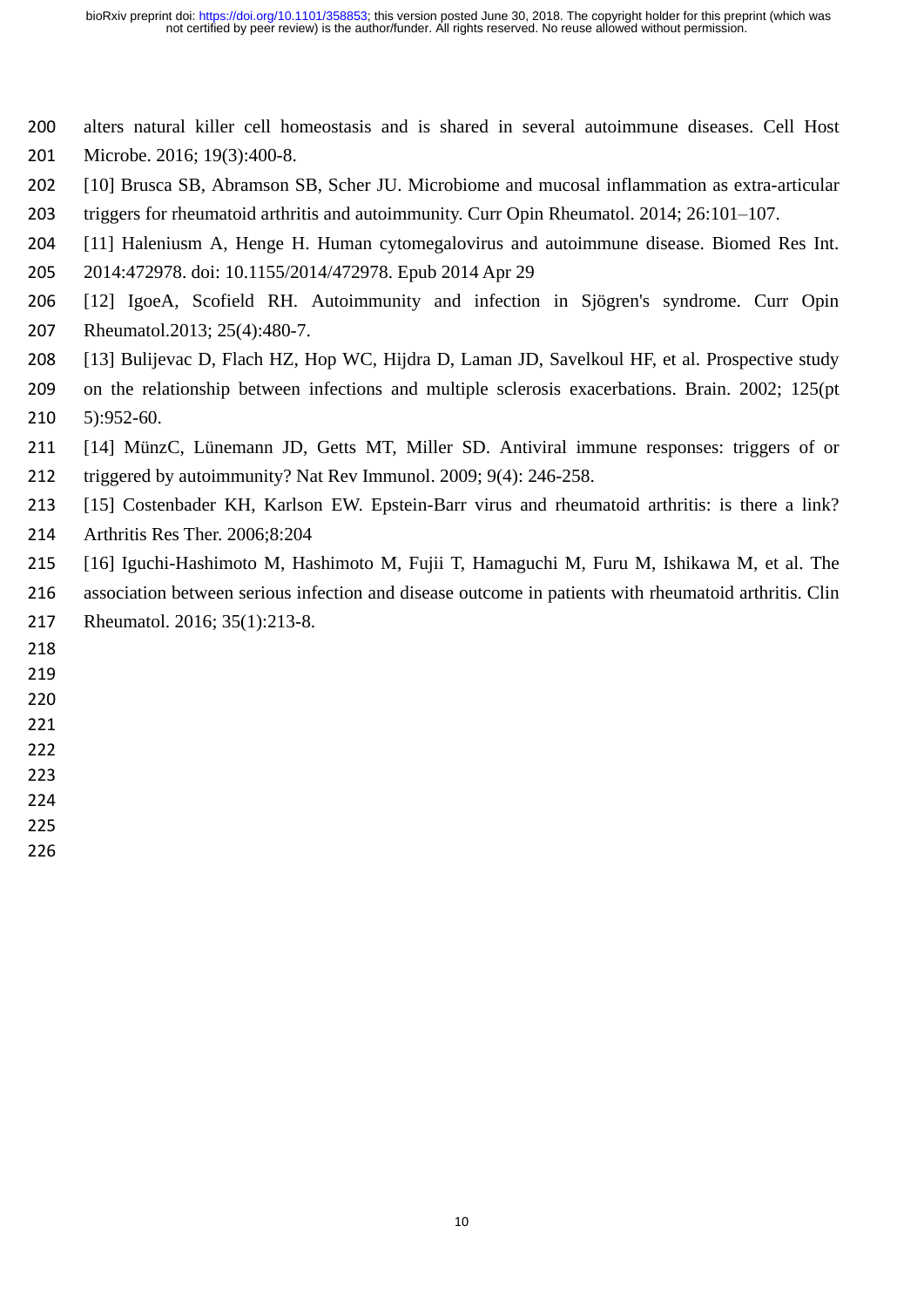alters natural killer cell homeostasis and is shared in several autoimmune diseases. Cell Host Microbe. 2016; 19(3):400-8.

[10] Brusca SB, Abramson SB, Scher JU. Microbiome and mucosal inflammation as extra-articular triggers for rheumatoid arthritis and autoimmunity. Curr Opin Rheumatol. 2014; 26:101–107.

[11] Haleniusm A, Henge H. Human cytomegalovirus and autoimmune disease. Biomed Res Int. 2014:472978. doi: 10.1155/2014/472978. Epub 2014 Apr 29

[12] IgoeA, Scofield RH. Autoimmunity and infection in Sjögren's syndrome. Curr Opin Rheumatol.2013; 25(4):480-7.

[13] Bulijevac D, Flach HZ, Hop WC, Hijdra D, Laman JD, Savelkoul HF, et al. Prospective study on the relationship between infections and multiple sclerosis exacerbations. Brain. 2002; 125(pt 5):952-60.

[14] MünzC, Lünemann JD, Getts MT, Miller SD. Antiviral immune responses: triggers of or triggered by autoimmunity? Nat Rev Immunol. 2009; 9(4): 246-258.

[15] Costenbader KH, Karlson EW. Epstein-Barr virus and rheumatoid arthritis: is there a link? Arthritis Res Ther. 2006;8:204

[16] Iguchi-Hashimoto M, Hashimoto M, Fujii T, Hamaguchi M, Furu M, Ishikawa M, et al. The association between serious infection and disease outcome in patients with rheumatoid arthritis. Clin Rheumatol. 2016; 35(1):213-8.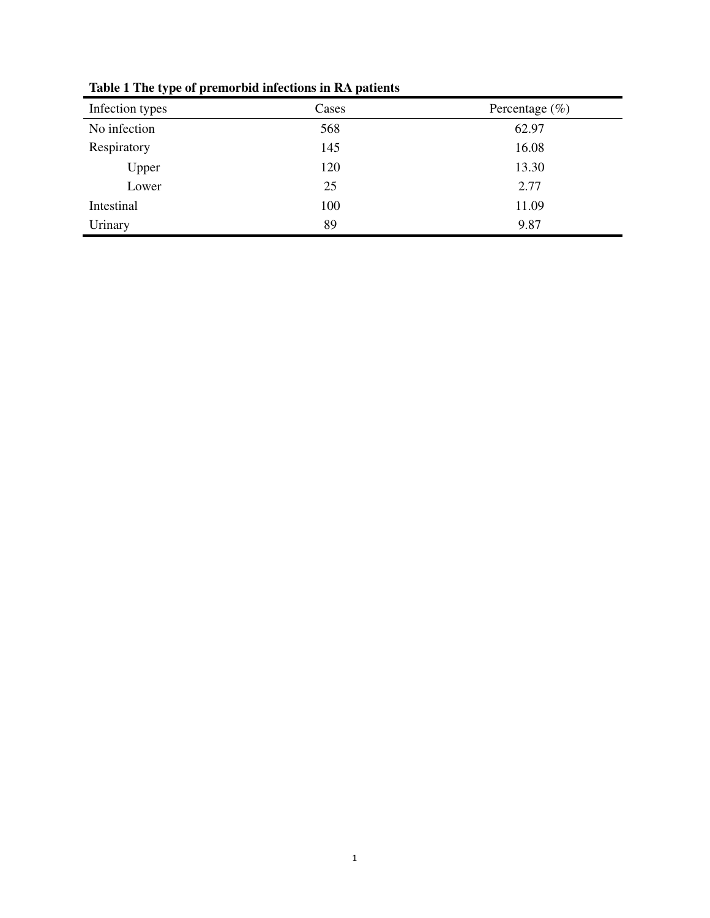**Table 1 The type of premorbid infections in RA patients**

| Infection types | Cases | Percentage (%) |
|---|---|---|
| No infection | 568 | 62.97 |
| Respiratory | 145 | 16.08 |
| Upper | 120 | 13.30 |
| Lower | 25 | 2.77 |
| Intestinal | 100 | 11.09 |
| Urinary | 89 | 9.87 |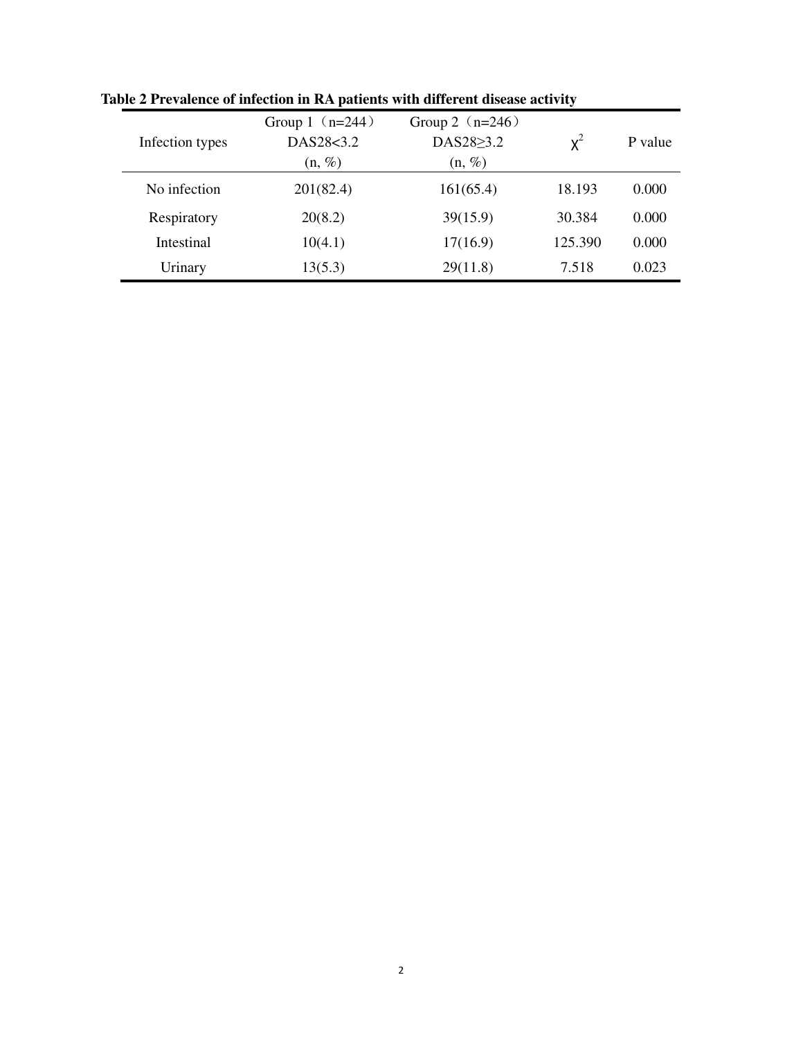**Table 2 Prevalence of infection in RA patients with different disease activity**

| Infection types | Group 1（n=244）DAS28<3.2 (n, %) | Group 2（n=246）DAS28≥3.2 (n, %) | $\chi^2$ | P value |
|---|---|---|---|---|
| No infection | 201(82.4) | 161(65.4) | 18.193 | 0.000 |
| Respiratory | 20(8.2) | 39(15.9) | 30.384 | 0.000 |
| Intestinal | 10(4.1) | 17(16.9) | 125.390 | 0.000 |
| Urinary | 13(5.3) | 29(11.8) | 7.518 | 0.023 |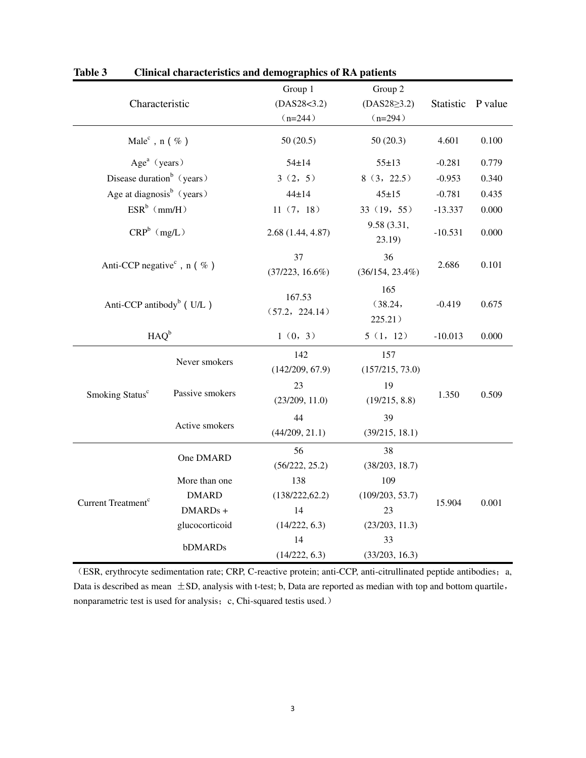**Table 3 Clinical characteristics and demographics of RA patients**

| Characteristic | | Group 1 (DAS28<3.2) （n=244） | Group 2 (DAS28≥3.2) （n=294） | Statistic | P value |
|---|---|---|---|---|---|
| Male[c]，n（%） | | 50 (20.5) | 50 (20.3) | 4.601 | 0.100 |
| Age[a]（years） | | 54±14 | 55±13 | -0.281 | 0.779 |
| Disease duration[b]（years） | | 3（2，5） | 8（3，22.5） | -0.953 | 0.340 |
| Age at diagnosis[b]（years） | | 44±14 | 45±15 | -0.781 | 0.435 |
| ESR[b]（mm/H） | | 11（7，18） | 33（19，55） | -13.337 | 0.000 |
| CRP[b]（mg/L） | | 2.68 (1.44, 4.87) | 9.58 (3.31, 23.19) | -10.531 | 0.000 |
| Anti-CCP negative[c]，n（%） | | 37 (37/223, 16.6%) | 36 (36/154, 23.4%) | 2.686 | 0.101 |
| Anti-CCP antibody[b]（U/L） | | 167.53（57.2，224.14） | 165（38.24，225.21） | -0.419 | 0.675 |
| HAQ[b] | | 1（0，3） | 5（1，12） | -10.013 | 0.000 |
| Smoking Status[c] | Never smokers | 142 (142/209, 67.9) | 157 (157/215, 73.0) | 1.350 | 0.509 |
| | Passive smokers | 23 (23/209, 11.0) | 19 (19/215, 8.8) | | |
| | Active smokers | 44 (44/209, 21.1) | 39 (39/215, 18.1) | | |
| Current Treatment[c] | One DMARD | 56 (56/222, 25.2) | 38 (38/203, 18.7) | 15.904 | 0.001 |
| | More than one DMARD | 138 (138/222,62.2) | 109 (109/203, 53.7) | | |
| | DMARDs + glucocorticoid | 14 (14/222, 6.3) | 23 (23/203, 11.3) | | |
| | bDMARDs | 14 (14/222, 6.3) | 33 (33/203, 16.3) | | |

（ESR, erythrocyte sedimentation rate; CRP, C-reactive protein; anti-CCP, anti-citrullinated peptide antibodies；a, Data is described as mean ±SD, analysis with t-test; b, Data are reported as median with top and bottom quartile，nonparametric test is used for analysis；c, Chi-squared testis used.）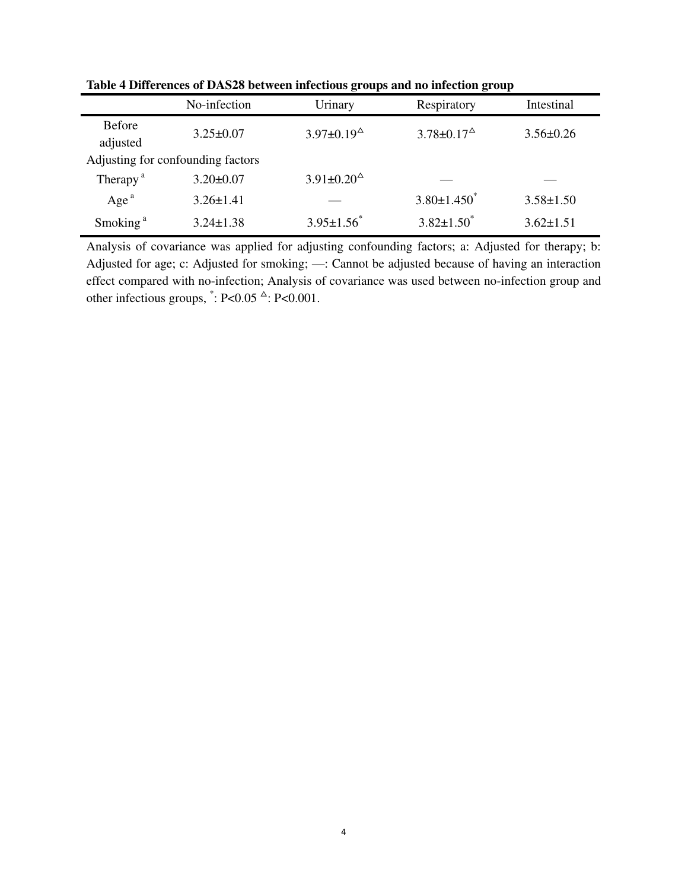**Table 4 Differences of DAS28 between infectious groups and no infection group**

| | No-infection | Urinary | Respiratory | Intestinal |
|---|---|---|---|---|
| Before adjusted | 3.25±0.07 | 3.97±0.19[△] | 3.78±0.17[△] | 3.56±0.26 |
| Adjusting for confounding factors | | | | |
| Therapy [a] | 3.20±0.07 | 3.91±0.20[△] | — | — |
| Age [a] | 3.26±1.41 | — | 3.80±1.450[*] | 3.58±1.50 |
| Smoking [a] | 3.24±1.38 | 3.95±1.56[*] | 3.82±1.50[*] | 3.62±1.51 |

Analysis of covariance was applied for adjusting confounding factors; a: Adjusted for therapy; b: Adjusted for age; c: Adjusted for smoking; —: Cannot be adjusted because of having an interaction effect compared with no-infection; Analysis of covariance was used between no-infection group and other infectious groups, [*]: $P<0.05$ [△]: $P<0.001$.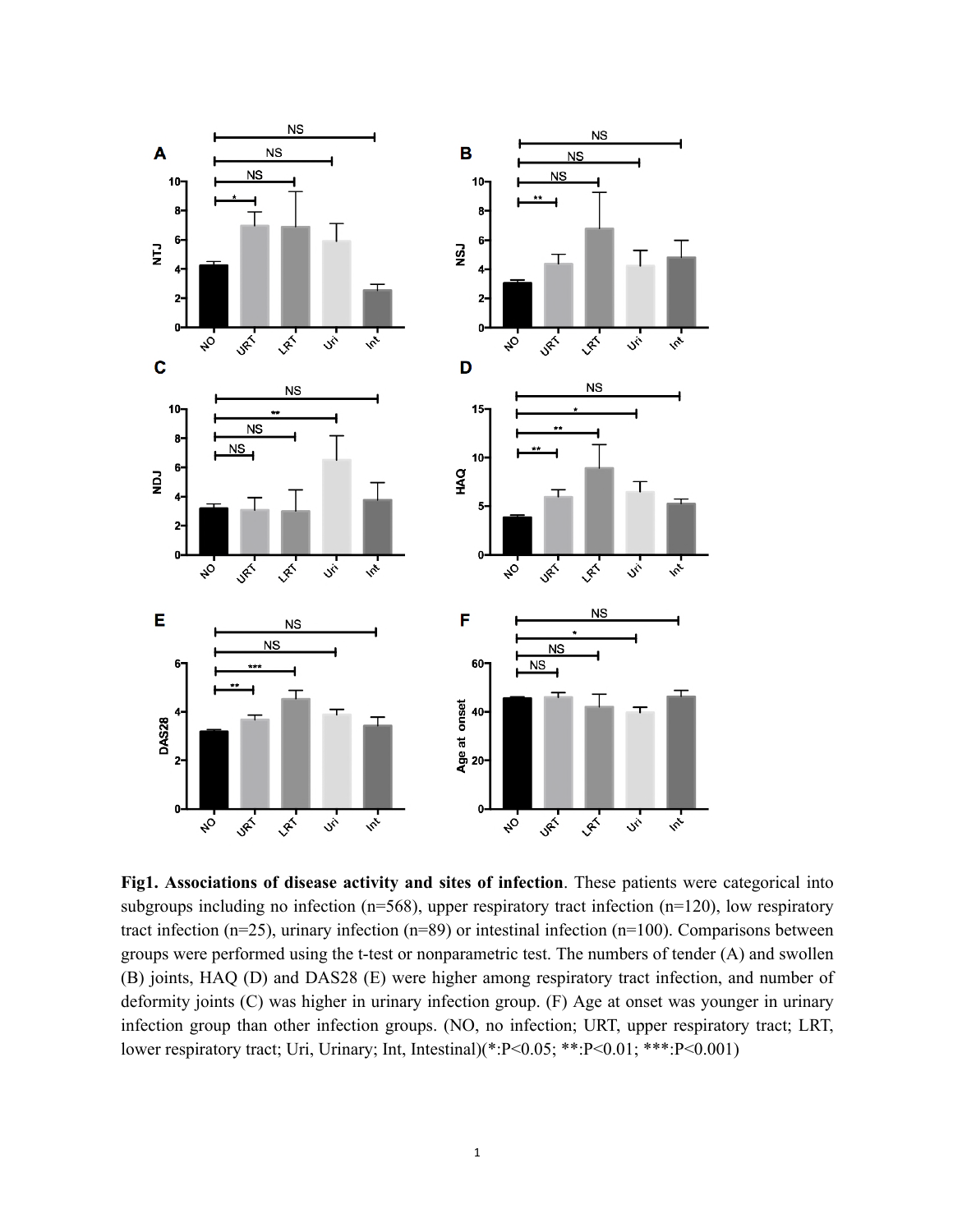**Fig1. Associations of disease activity and sites of infection**. These patients were categorical into subgroups including no infection (n=568), upper respiratory tract infection (n=120), low respiratory tract infection (n=25), urinary infection (n=89) or intestinal infection (n=100). Comparisons between groups were performed using the t-test or nonparametric test. The numbers of tender (A) and swollen (B) joints, HAQ (D) and DAS28 (E) were higher among respiratory tract infection, and number of deformity joints (C) was higher in urinary infection group. (F) Age at onset was younger in urinary infection group than other infection groups. (NO, no infection; URT, upper respiratory tract; LRT, lower respiratory tract; Uri, Urinary; Int, Intestinal)(*:P<0.05; **:P<0.01; ***:P<0.001)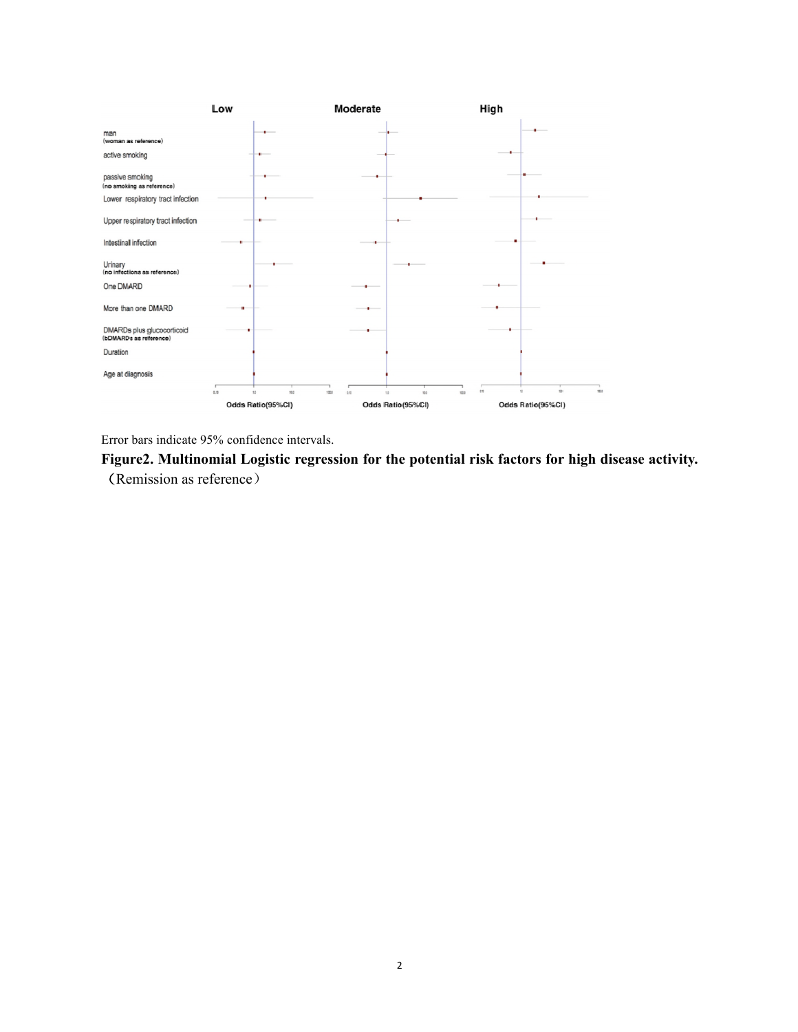Low

Moderate

High

man
(woman as reference)

active smoking

passive smoking
(no smoking as reference)

Lower respiratory tract infection

Upper respiratory tract infection

Intestinal infection

Urinary
(no infections as reference)

One DMARD

More than one DMARD

DMARDs plus glucocorticoid
(bDMARDs as reference)

Duration

Age at diagnosis

Odds Ratio(95%CI)

Odds Ratio(95%CI)

Odds Ratio(95%CI)

Error bars indicate 95% confidence intervals.

**Figure2. Multinomial Logistic regression for the potential risk factors for high disease activity.**
（Remission as reference）